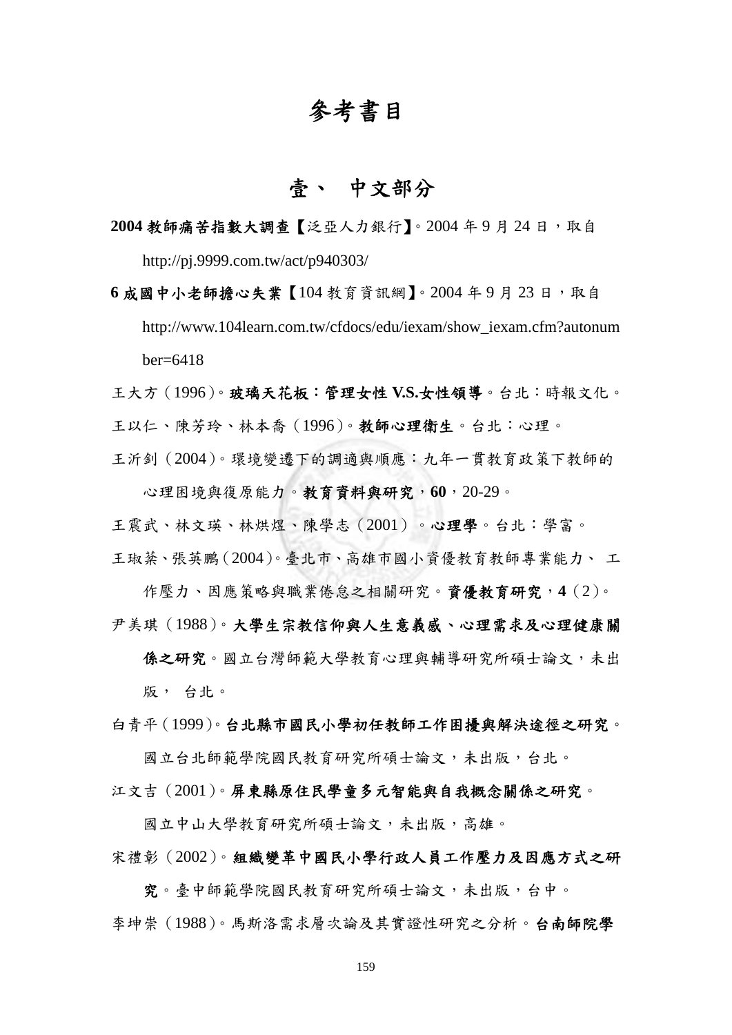# 參考書目

## 壹、 中文部分

**2004 教師痛苦指數大調查**【泛亞人力銀行】。2004 年 9 月 24 日，取自 http://pj.9999.com.tw/act/p940303/

**6 成國中小老師擔心失業**【104 教育資訊網】。2004 年 9 月 23 日，取自 http://www.104learn.com.tw/cfdocs/edu/iexam/show_iexam.cfm?autonumber=6418

王大方（1996）。**玻璃天花板：管理女性 V.S.女性領導**。台北：時報文化。

王以仁、陳芳玲、林本喬（1996）。**教師心理衛生**。台北：心理。

王沂釗（2004）。環境變遷下的調適與順應：九年一貫教育政策下教師的心理困境與復原能力。**教育資料與研究，60**，20-29。

王震武、林文瑛、林烘煜、陳學志（2001）。**心理學**。台北：學富。

王琡棻、張英鵬（2004）。臺北市、高雄市國小資優教育教師專業能力、 工作壓力、因應策略與職業倦怠之相關研究。**資優教育研究，4**（2）。

尹美琪（1988）。**大學生宗教信仰與人生意義感、心理需求及心理健康關係之研究**。國立台灣師範大學教育心理與輔導研究所碩士論文，未出版， 台北。

白青平（1999）。**台北縣市國民小學初任教師工作困擾與解決途徑之研究**。國立台北師範學院國民教育研究所碩士論文，未出版，台北。

江文吉（2001）。**屏東縣原住民學童多元智能與自我概念關係之研究**。國立中山大學教育研究所碩士論文，未出版，高雄。

宋禮彰（2002）。**組織變革中國民小學行政人員工作壓力及因應方式之研究**。臺中師範學院國民教育研究所碩士論文，未出版，台中。

李坤崇（1988）。馬斯洛需求層次論及其實證性研究之分析。**台南師院學**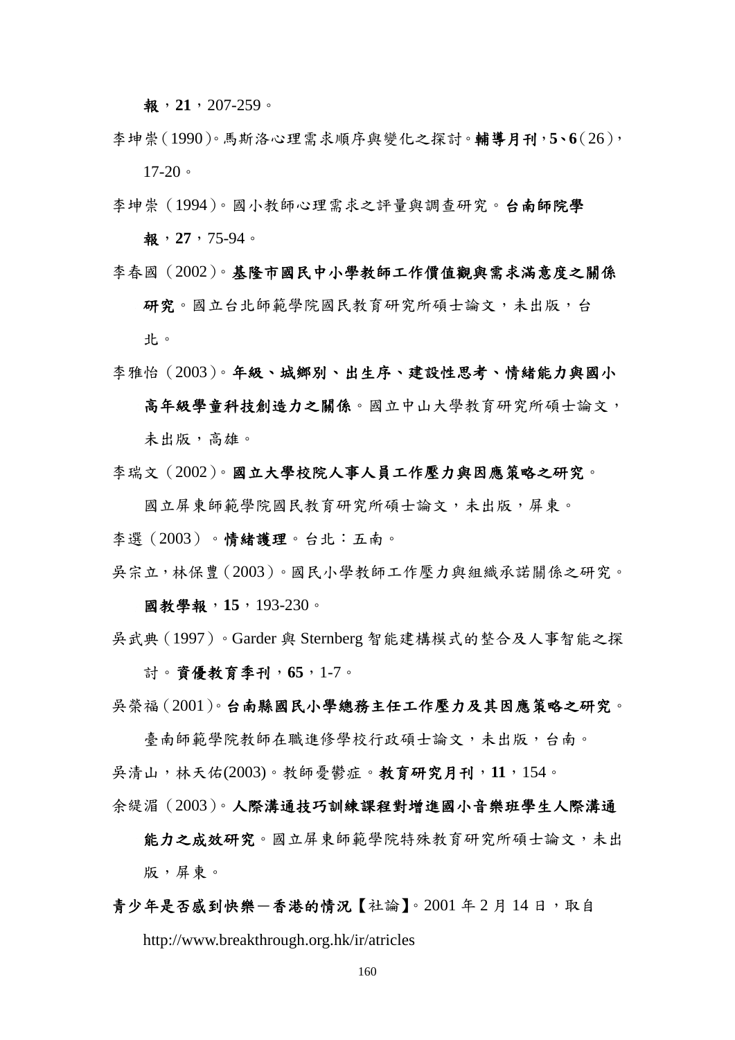**報**，**21**，207-259。

李坤崇（1990）。馬斯洛心理需求順序與變化之探討。**輔導月刊**，**5、6**（26），17-20。

李坤崇（1994）。國小教師心理需求之評量與調查研究。**台南師院學報**，**27**，75-94。

李春國（2002）。**基隆市國民中小學教師工作價值觀與需求滿意度之關係研究**。國立台北師範學院國民教育研究所碩士論文，未出版，台北。

李雅怡（2003）。**年級、城鄉別、出生序、建設性思考、情緒能力與國小高年級學童科技創造力之關係**。國立中山大學教育研究所碩士論文，未出版，高雄。

李瑞文（2002）。**國立大學校院人事人員工作壓力與因應策略之研究**。國立屏東師範學院國民教育研究所碩士論文，未出版，屏東。

李選（2003）。**情緒護理**。台北：五南。

吳宗立，林保豊（2003）。國民小學教師工作壓力與組織承諾關係之研究。**國教學報**，**15**，193-230。

吳武典（1997）。Garder 與 Sternberg 智能建構模式的整合及人事智能之探討。**資優教育季刊**，**65**，1-7。

吳榮福（2001）。**台南縣國民小學總務主任工作壓力及其因應策略之研究**。臺南師範學院教師在職進修學校行政碩士論文，未出版，台南。

吳清山，林天佑(2003)。教師憂鬱症。**教育研究月刊**，**11**，154。

余緹湄（2003）。**人際溝通技巧訓練課程對增進國小音樂班學生人際溝通能力之成效研究**。國立屏東師範學院特殊教育研究所碩士論文，未出版，屏東。

**青少年是否感到快樂－香港的情況**【社論】。2001 年 2 月 14 日，取自 http://www.breakthrough.org.hk/ir/atricles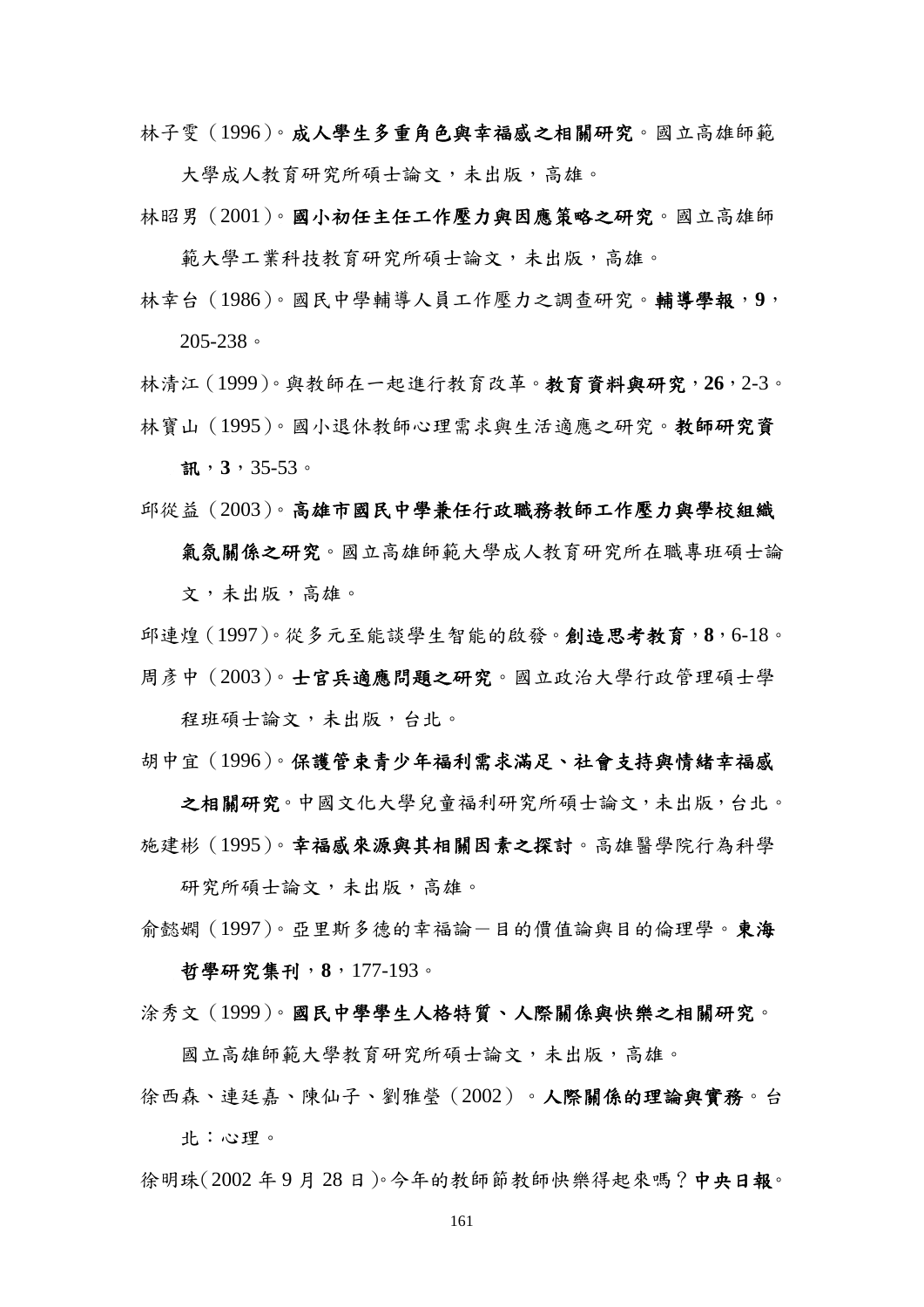林子雯（1996）。**成人學生多重角色與幸福感之相關研究**。國立高雄師範大學成人教育研究所碩士論文，未出版，高雄。

林昭男（2001）。**國小初任主任工作壓力與因應策略之研究**。國立高雄師範大學工業科技教育研究所碩士論文，未出版，高雄。

林幸台（1986）。國民中學輔導人員工作壓力之調查研究。**輔導學報，9**，205-238。

林清江（1999）。與教師在一起進行教育改革。**教育資料與研究，26**，2-3。

林寶山（1995）。國小退休教師心理需求與生活適應之研究。**教師研究資訊，3**，35-53。

邱從益（2003）。**高雄市國民中學兼任行政職務教師工作壓力與學校組織氣氛關係之研究**。國立高雄師範大學成人教育研究所在職專班碩士論文，未出版，高雄。

邱連煌（1997）。從多元至能談學生智能的啟發。**創造思考教育，8**，6-18。

周彥中（2003）。**士官兵適應問題之研究**。國立政治大學行政管理碩士學程班碩士論文，未出版，台北。

胡中宜（1996）。**保護管束青少年福利需求滿足、社會支持與情緒幸福感之相關研究**。中國文化大學兒童福利研究所碩士論文，未出版，台北。

施建彬（1995）。**幸福感來源與其相關因素之探討**。高雄醫學院行為科學研究所碩士論文，未出版，高雄。

俞懿嫻（1997）。亞里斯多德的幸福論－目的價值論與目的倫理學。**東海哲學研究集刊，8**，177-193。

涂秀文（1999）。**國民中學學生人格特質、人際關係與快樂之相關研究**。國立高雄師範大學教育研究所碩士論文，未出版，高雄。

徐西森、連廷嘉、陳仙子、劉雅瑩（2002）。**人際關係的理論與實務**。台北：心理。

徐明珠(2002 年 9 月 28 日)。今年的教師節教師快樂得起來嗎？**中央日報**。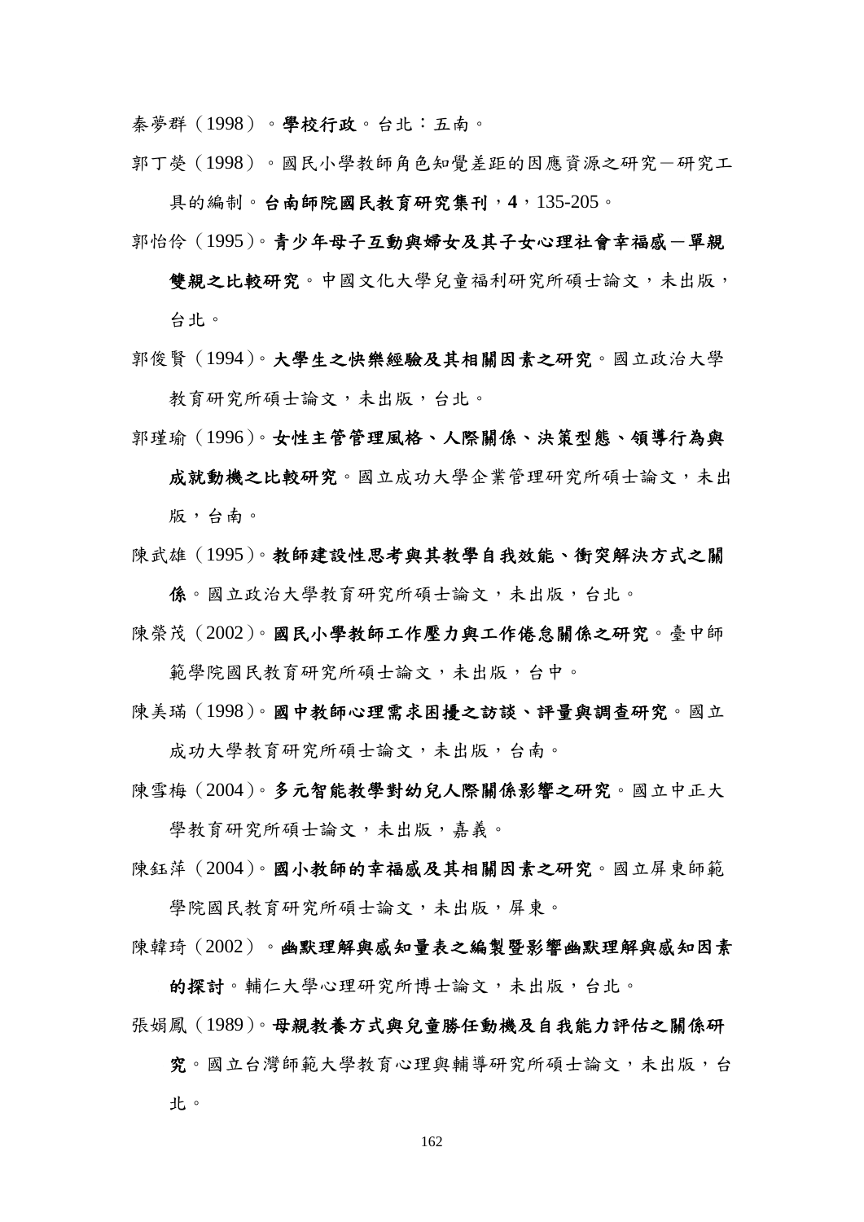秦夢群（1998）。**學校行政**。台北：五南。

郭丁熒（1998）。國民小學教師角色知覺差距的因應資源之研究－研究工具的編制。**台南師院國民教育研究集刊，4**，135-205。

郭怡伶（1995）。**青少年母子互動與婦女及其子女心理社會幸福感－單親雙親之比較研究**。中國文化大學兒童福利研究所碩士論文，未出版，台北。

郭俊賢（1994）。**大學生之快樂經驗及其相關因素之研究**。國立政治大學教育研究所碩士論文，未出版，台北。

郭瑾瑜（1996）。**女性主管管理風格、人際關係、決策型態、領導行為與成就動機之比較研究**。國立成功大學企業管理研究所碩士論文，未出版，台南。

陳武雄（1995）。**教師建設性思考與其教學自我效能、衝突解決方式之關係**。國立政治大學教育研究所碩士論文，未出版，台北。

陳榮茂（2002）。**國民小學教師工作壓力與工作倦怠關係之研究**。臺中師範學院國民教育研究所碩士論文，未出版，台中。

陳美瑀（1998）。**國中教師心理需求困擾之訪談、評量與調查研究**。國立成功大學教育研究所碩士論文，未出版，台南。

陳雪梅（2004）。**多元智能教學對幼兒人際關係影響之研究**。國立中正大學教育研究所碩士論文，未出版，嘉義。

陳鈺萍（2004）。**國小教師的幸福感及其相關因素之研究**。國立屏東師範學院國民教育研究所碩士論文，未出版，屏東。

陳韓琦（2002）。**幽默理解與感知量表之編製暨影響幽默理解與感知因素的探討**。輔仁大學心理研究所博士論文，未出版，台北。

張娟鳳（1989）。**母親教養方式與兒童勝任動機及自我能力評估之關係研究**。國立台灣師範大學教育心理與輔導研究所碩士論文，未出版，台北。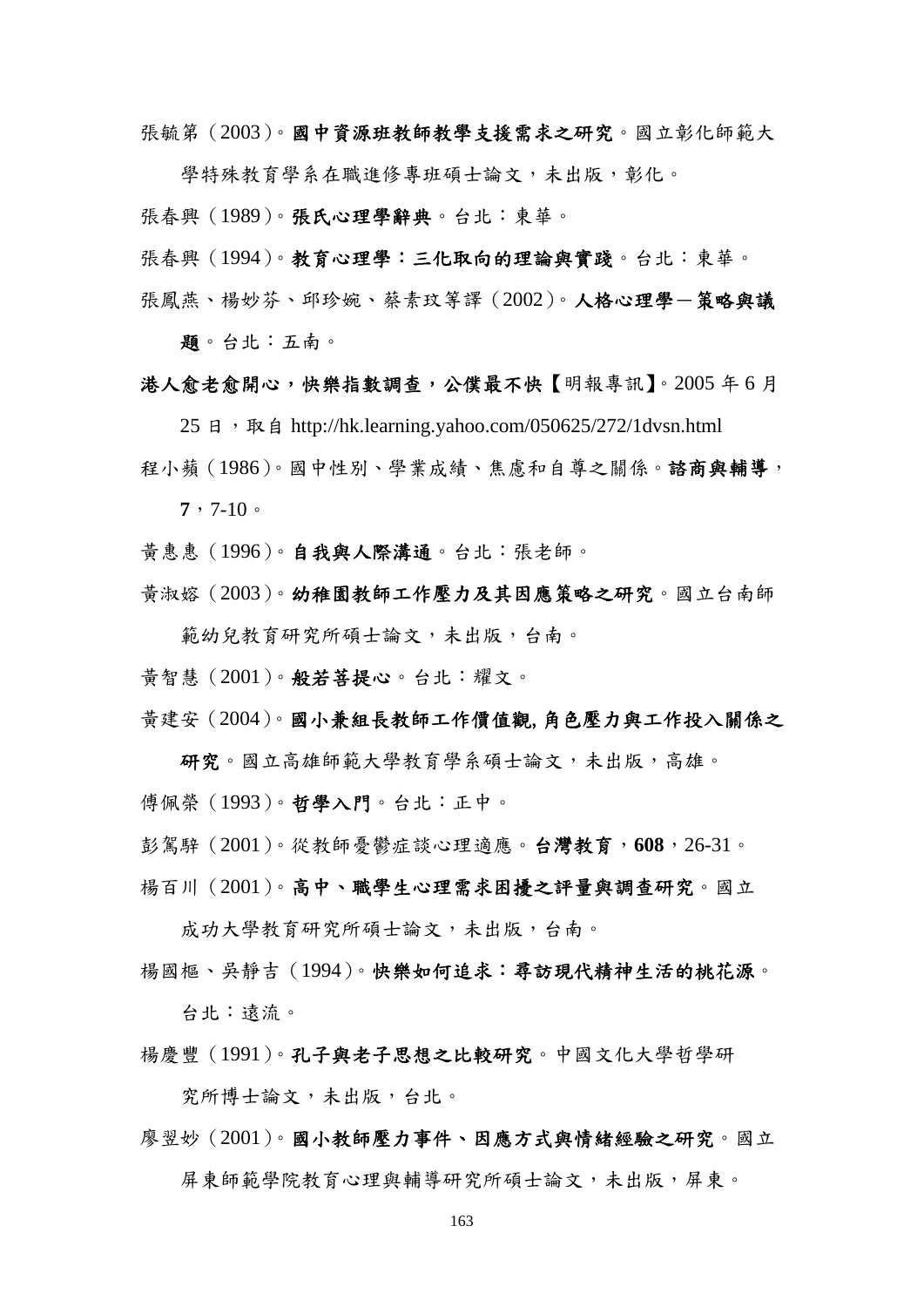張毓第（2003）。**國中資源班教師教學支援需求之研究**。國立彰化師範大學特殊教育學系在職進修專班碩士論文，未出版，彰化。

張春興（1989）。**張氏心理學辭典**。台北：東華。

張春興（1994）。**教育心理學：三化取向的理論與實踐**。台北：東華。

張鳳燕、楊妙芬、邱珍婉、蔡素玟等譯（2002）。**人格心理學－策略與議題**。台北：五南。

**港人愈老愈開心，快樂指數調查，公僕最不快【**明報專訊**】**。2005 年 6 月 25 日，取自 http://hk.learning.yahoo.com/050625/272/1dvsn.html

程小蘋（1986）。國中性別、學業成績、焦慮和自尊之關係。**諮商與輔導，7**，7-10。

黃惠惠（1996）。**自我與人際溝通**。台北：張老師。

黃淑嫆（2003）。**幼稚園教師工作壓力及其因應策略之研究**。國立台南師範幼兒教育研究所碩士論文，未出版，台南。

黃智慧（2001）。**般若菩提心**。台北：耀文。

黃建安（2004）。**國小兼組長教師工作價值觀, 角色壓力與工作投入關係之研究**。國立高雄師範大學教育學系碩士論文，未出版，高雄。

傅佩榮（1993）。**哲學入門**。台北：正中。

彭駕騂（2001）。從教師憂鬱症談心理適應。**台灣教育，608**，26-31。

楊百川（2001）。**高中、職學生心理需求困擾之評量與調查研究**。國立成功大學教育研究所碩士論文，未出版，台南。

楊國樞、吳靜吉（1994）。**快樂如何追求：尋訪現代精神生活的桃花源**。台北：遠流。

楊慶豐（1991）。**孔子與老子思想之比較研究**。中國文化大學哲學研究所博士論文，未出版，台北。

廖翌妙（2001）。**國小教師壓力事件、因應方式與情緒經驗之研究**。國立屏東師範學院教育心理與輔導研究所碩士論文，未出版，屏東。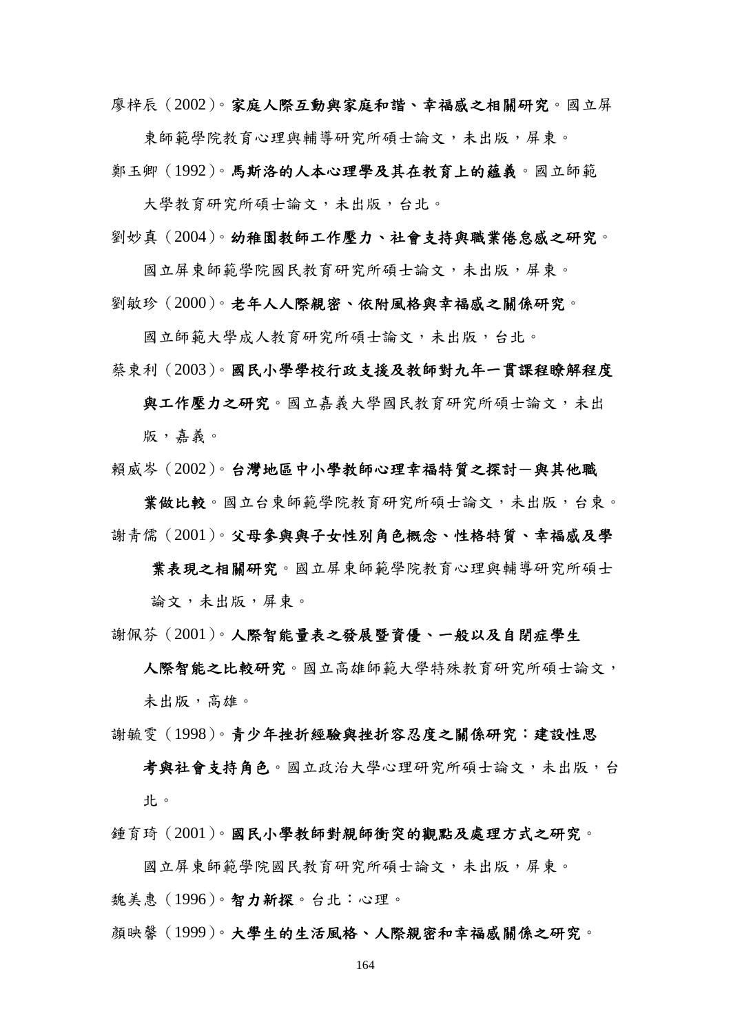廖梓辰（2002）。**家庭人際互動與家庭和諧、幸福感之相關研究**。國立屏東師範學院教育心理與輔導研究所碩士論文，未出版，屏東。

鄭玉卿（1992）。**馬斯洛的人本心理學及其在教育上的蘊義**。國立師範大學教育研究所碩士論文，未出版，台北。

劉妙真（2004）。**幼稚園教師工作壓力、社會支持與職業倦怠感之研究**。國立屏東師範學院國民教育研究所碩士論文，未出版，屏東。

劉敏珍（2000）。**老年人人際親密、依附風格與幸福感之關係研究**。國立師範大學成人教育研究所碩士論文，未出版，台北。

蔡東利（2003）。**國民小學學校行政支援及教師對九年一貫課程瞭解程度與工作壓力之研究**。國立嘉義大學國民教育研究所碩士論文，未出版，嘉義。

賴威岑（2002）。**台灣地區中小學教師心理幸福特質之探討－與其他職業做比較**。國立台東師範學院教育研究所碩士論文，未出版，台東。

謝青儒（2001）。**父母參與與子女性別角色概念、性格特質、幸福感及學業表現之相關研究**。國立屏東師範學院教育心理與輔導研究所碩士論文，未出版，屏東。

謝佩芬（2001）。**人際智能量表之發展暨資優、一般以及自閉症學生人際智能之比較研究**。國立高雄師範大學特殊教育研究所碩士論文，未出版，高雄。

謝毓雯（1998）。**青少年挫折經驗與挫折容忍度之關係研究：建設性思考與社會支持角色**。國立政治大學心理研究所碩士論文，未出版，台北。

鍾育琦（2001）。**國民小學教師對親師衝突的觀點及處理方式之研究**。國立屏東師範學院國民教育研究所碩士論文，未出版，屏東。

魏美惠（1996）。**智力新探**。台北：心理。

顏映馨（1999）。**大學生的生活風格、人際親密和幸福感關係之研究**。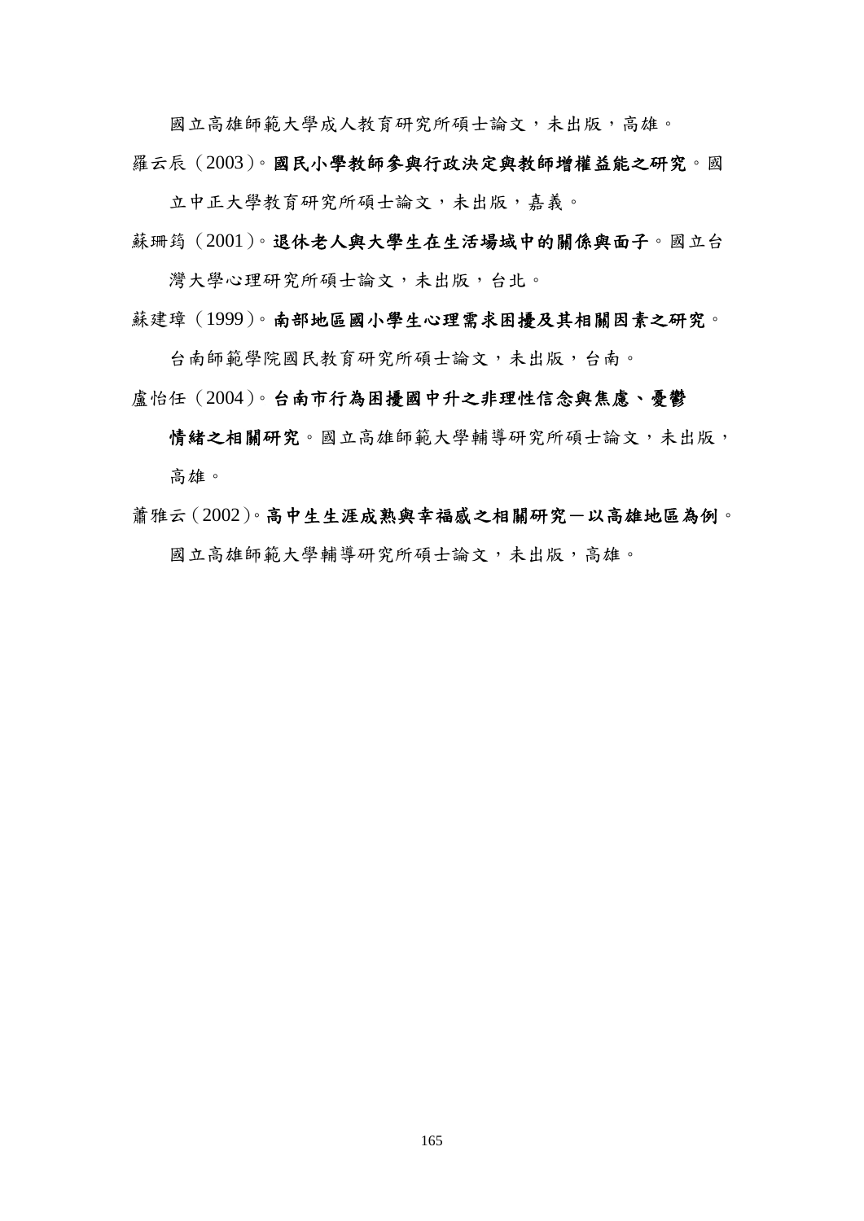國立高雄師範大學成人教育研究所碩士論文，未出版，高雄。

羅云辰（2003）。**國民小學教師參與行政決定與教師增權益能之研究**。國立中正大學教育研究所碩士論文，未出版，嘉義。

蘇珊筠（2001）。**退休老人與大學生在生活場域中的關係與面子**。國立台灣大學心理研究所碩士論文，未出版，台北。

蘇建璋（1999）。**南部地區國小學生心理需求困擾及其相關因素之研究**。台南師範學院國民教育研究所碩士論文，未出版，台南。

盧怡任（2004）。**台南市行為困擾國中升之非理性信念與焦慮、憂鬱情緒之相關研究**。國立高雄師範大學輔導研究所碩士論文，未出版，高雄。

蕭雅云（2002）。**高中生生涯成熟與幸福感之相關研究－以高雄地區為例**。國立高雄師範大學輔導研究所碩士論文，未出版，高雄。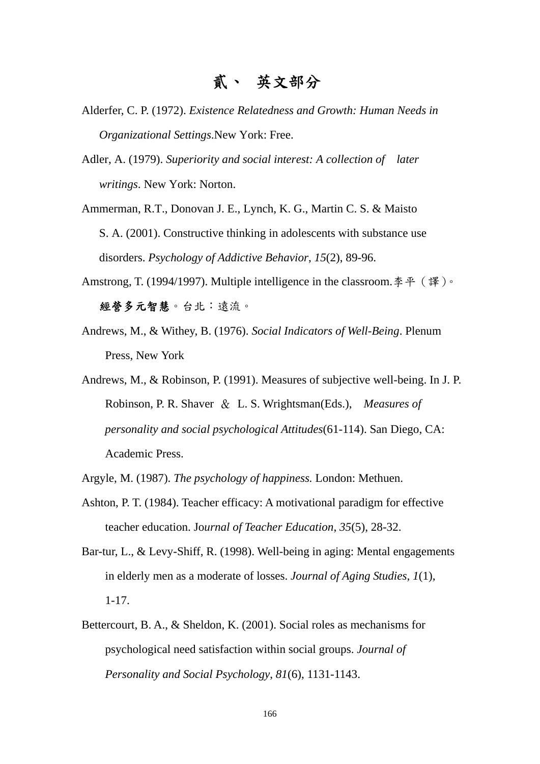# 貳、 英文部分

Alderfer, C. P. (1972). *Existence Relatedness and Growth: Human Needs in Organizational Settings*.New York: Free.

Adler, A. (1979). *Superiority and social interest: A collection of later writings*. New York: Norton.

Ammerman, R.T., Donovan J. E., Lynch, K. G., Martin C. S. & Maisto S. A. (2001). Constructive thinking in adolescents with substance use disorders. *Psychology of Addictive Behavior*, *15*(2), 89-96.

Amstrong, T. (1994/1997). Multiple intelligence in the classroom.李平（譯）。**經營多元智慧**。台北：遠流。

Andrews, M., & Withey, B. (1976). *Social Indicators of Well-Being*. Plenum Press, New York

Andrews, M., & Robinson, P. (1991). Measures of subjective well-being. In J. P. Robinson, P. R. Shaver ＆ L. S. Wrightsman(Eds.), *Measures of personality and social psychological Attitudes*(61-114). San Diego, CA: Academic Press.

Argyle, M. (1987). *The psychology of happiness.* London: Methuen.

Ashton, P. T. (1984). Teacher efficacy: A motivational paradigm for effective teacher education. Jo*urnal of Teacher Education*, *35*(5), 28-32.

Bar-tur, L., & Levy-Shiff, R. (1998). Well-being in aging: Mental engagements in elderly men as a moderate of losses. *Journal of Aging Studies*, *1*(1), 1-17.

Bettercourt, B. A., & Sheldon, K. (2001). Social roles as mechanisms for psychological need satisfaction within social groups. *Journal of Personality and Social Psychology*, *81*(6), 1131-1143.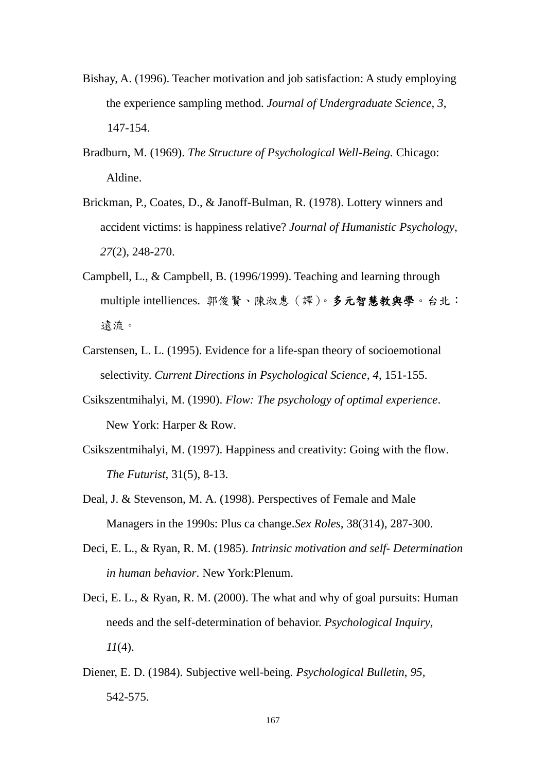Bishay, A. (1996). Teacher motivation and job satisfaction: A study employing the experience sampling method. *Journal of Undergraduate Science*, *3*, 147-154.

Bradburn, M. (1969). *The Structure of Psychological Well-Being.* Chicago: Aldine.

Brickman, P., Coates, D., & Janoff-Bulman, R. (1978). Lottery winners and accident victims: is happiness relative? *Journal of Humanistic Psychology*, *27*(2), 248-270.

Campbell, L., & Campbell, B. (1996/1999). Teaching and learning through multiple intelliences. 郭俊賢、陳淑惠（譯）。**多元智慧教與學**。台北：遠流。

Carstensen, L. L. (1995). Evidence for a life-span theory of socioemotional selectivity. *Current Directions in Psychological Science*, *4*, 151-155.

Csikszentmihalyi, M. (1990). *Flow: The psychology of optimal experience*. New York: Harper & Row.

Csikszentmihalyi, M. (1997). Happiness and creativity: Going with the flow. *The Futurist*, 31(5), 8-13.

Deal, J. & Stevenson, M. A. (1998). Perspectives of Female and Male Managers in the 1990s: Plus ca change.*Sex Roles*, 38(314), 287-300.

Deci, E. L., & Ryan, R. M. (1985). *Intrinsic motivation and self- Determination in human behavior*. New York:Plenum.

Deci, E. L., & Ryan, R. M. (2000). The what and why of goal pursuits: Human needs and the self-determination of behavior. *Psychological Inquiry*, *11*(4).

Diener, E. D. (1984). Subjective well-being. *Psychological Bulletin*, *95*, 542-575.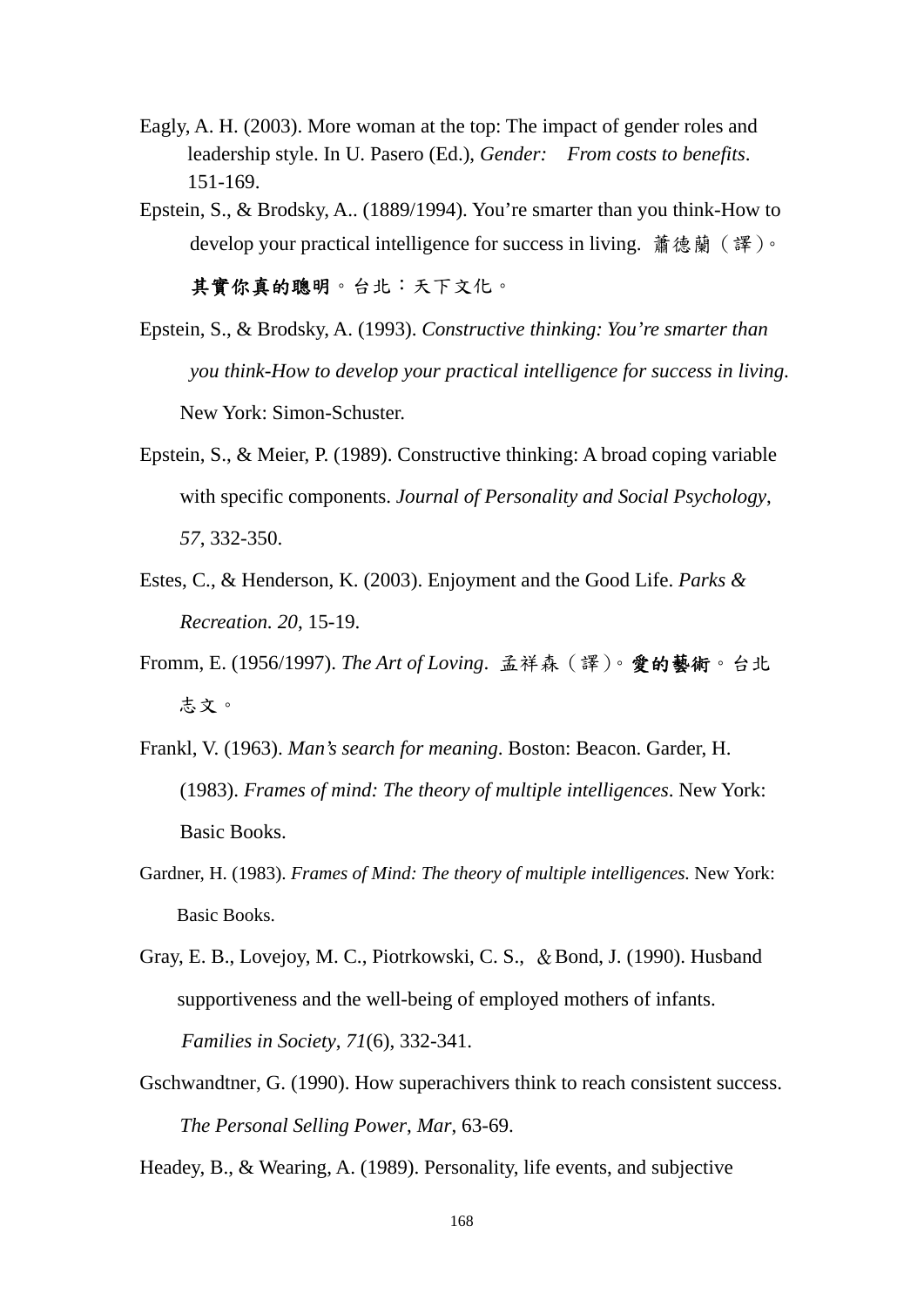Eagly, A. H. (2003). More woman at the top: The impact of gender roles and leadership style. In U. Pasero (Ed.), *Gender: From costs to benefits*. 151-169.

Epstein, S., & Brodsky, A.. (1889/1994). You're smarter than you think-How to develop your practical intelligence for success in living. 蕭德蘭（譯）。**其實你真的聰明**。台北：天下文化。

Epstein, S., & Brodsky, A. (1993). *Constructive thinking: You're smarter than you think-How to develop your practical intelligence for success in living*. New York: Simon-Schuster.

Epstein, S., & Meier, P. (1989). Constructive thinking: A broad coping variable with specific components. *Journal of Personality and Social Psychology*, *57*, 332-350.

Estes, C., & Henderson, K. (2003). Enjoyment and the Good Life. *Parks & Recreation. 20*, 15-19.

Fromm, E. (1956/1997). *The Art of Loving*. 孟祥森（譯）。**愛的藝術**。台北志文。

Frankl, V. (1963). *Man's search for meaning*. Boston: Beacon. Garder, H. (1983). *Frames of mind: The theory of multiple intelligences*. New York: Basic Books.

Gardner, H. (1983). *Frames of Mind: The theory of multiple intelligences.* New York: Basic Books.

Gray, E. B., Lovejoy, M. C., Piotrkowski, C. S., ＆Bond, J. (1990). Husband supportiveness and the well-being of employed mothers of infants. *Families in Society*, *71*(6), 332-341.

Gschwandtner, G. (1990). How superachivers think to reach consistent success. *The Personal Selling Power*, *Mar*, 63-69.

Headey, B., & Wearing, A. (1989). Personality, life events, and subjective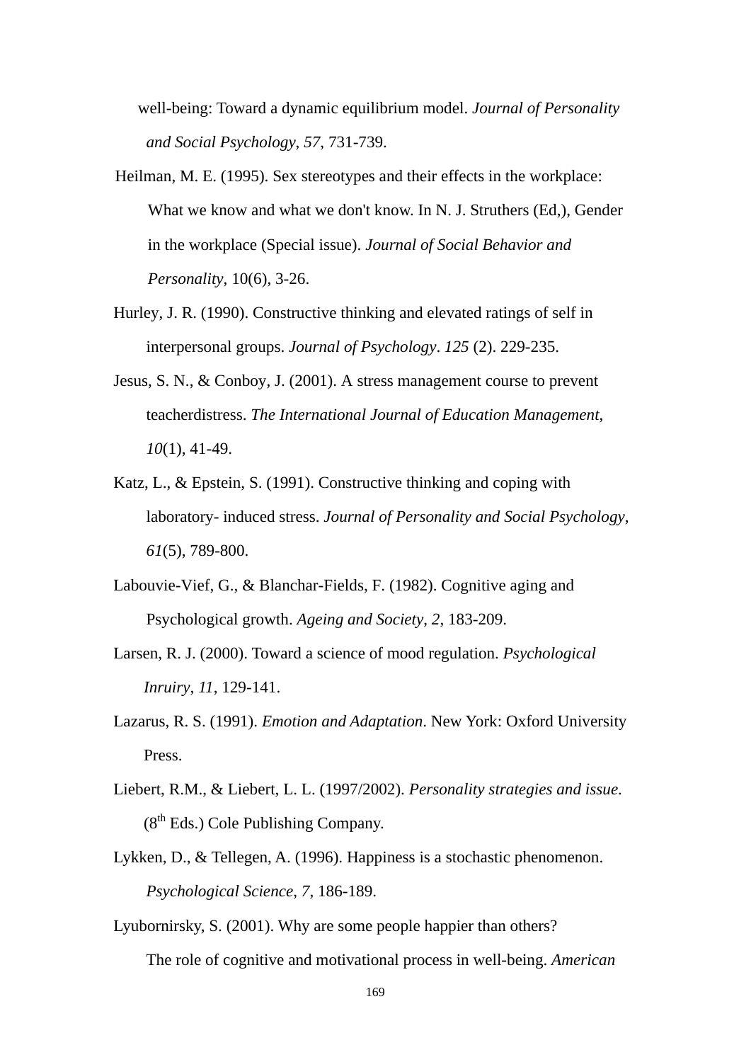well-being: Toward a dynamic equilibrium model. *Journal of Personality and Social Psychology*, *57*, 731-739.

Heilman, M. E. (1995). Sex stereotypes and their effects in the workplace: What we know and what we don't know. In N. J. Struthers (Ed,), Gender in the workplace (Special issue). *Journal of Social Behavior and Personality*, 10(6), 3-26.

Hurley, J. R. (1990). Constructive thinking and elevated ratings of self in interpersonal groups. *Journal of Psychology*. *125* (2). 229-235.

Jesus, S. N., & Conboy, J. (2001). A stress management course to prevent teacherdistress. *The International Journal of Education Management*, *10*(1), 41-49.

Katz, L., & Epstein, S. (1991). Constructive thinking and coping with laboratory- induced stress. *Journal of Personality and Social Psychology*, *61*(5), 789-800.

Labouvie-Vief, G., & Blanchar-Fields, F. (1982). Cognitive aging and Psychological growth. *Ageing and Society*, *2*, 183-209.

Larsen, R. J. (2000). Toward a science of mood regulation. *Psychological Inruiry*, *11*, 129-141.

Lazarus, R. S. (1991). *Emotion and Adaptation*. New York: Oxford University Press.

Liebert, R.M., & Liebert, L. L. (1997/2002). *Personality strategies and issue*. (8th Eds.) Cole Publishing Company.

Lykken, D., & Tellegen, A. (1996). Happiness is a stochastic phenomenon. *Psychological Science*, *7*, 186-189.

Lyubornirsky, S. (2001). Why are some people happier than others? The role of cognitive and motivational process in well-being. *American*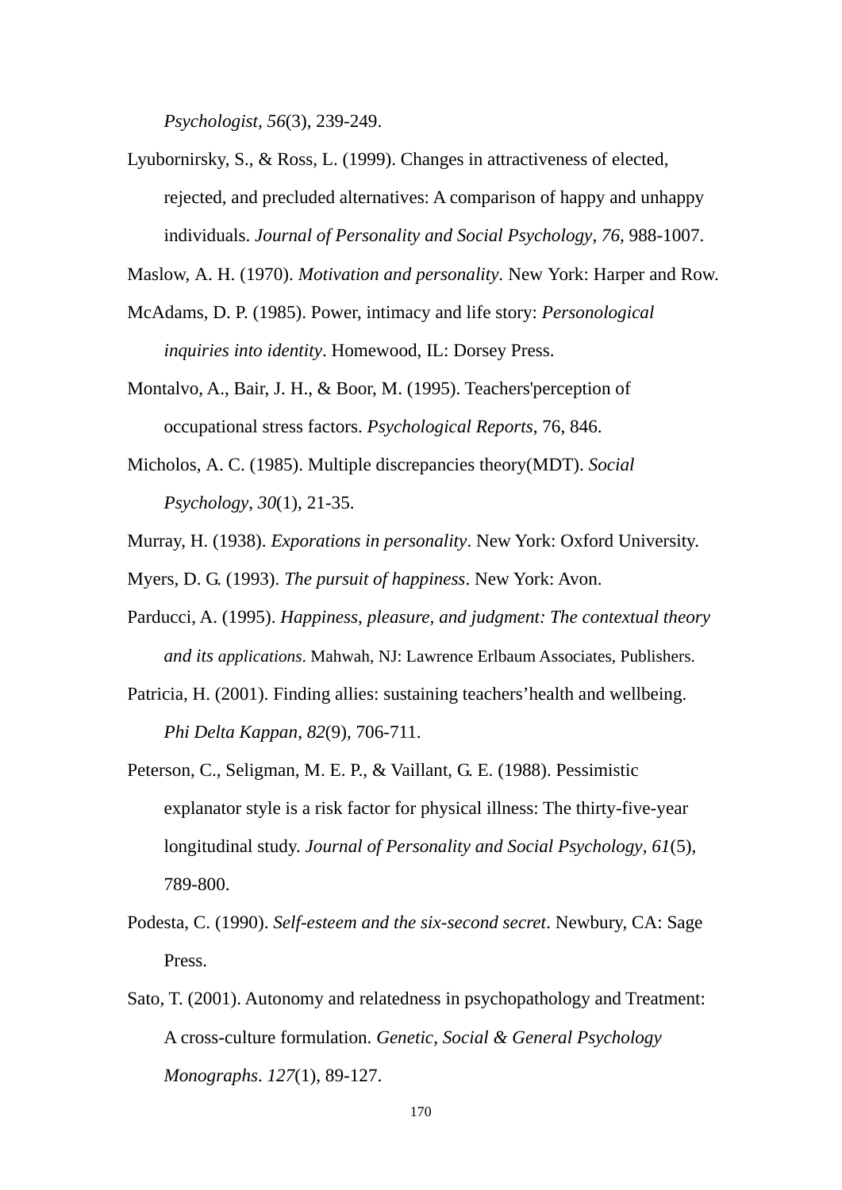*Psychologist, 56*(3), 239-249.

Lyubornirsky, S., & Ross, L. (1999). Changes in attractiveness of elected, rejected, and precluded alternatives: A comparison of happy and unhappy individuals. *Journal of Personality and Social Psychology, 76*, 988-1007.

Maslow, A. H. (1970). *Motivation and personality*. New York: Harper and Row.

McAdams, D. P. (1985). Power, intimacy and life story: *Personological inquiries into identity*. Homewood, IL: Dorsey Press.

Montalvo, A., Bair, J. H., & Boor, M. (1995). Teachers'perception of occupational stress factors. *Psychological Reports*, 76, 846.

Micholos, A. C. (1985). Multiple discrepancies theory(MDT). *Social Psychology*, *30*(1), 21-35.

Murray, H. (1938). *Exporations in personality*. New York: Oxford University.

Myers, D. G. (1993). *The pursuit of happiness*. New York: Avon.

Parducci, A. (1995). *Happiness, pleasure, and judgment: The contextual theory and its applications*. Mahwah, NJ: Lawrence Erlbaum Associates, Publishers.

Patricia, H. (2001). Finding allies: sustaining teachers'health and wellbeing. *Phi Delta Kappan, 82*(9), 706-711.

Peterson, C., Seligman, M. E. P., & Vaillant, G. E. (1988). Pessimistic explanator style is a risk factor for physical illness: The thirty-five-year longitudinal study. *Journal of Personality and Social Psychology, 61*(5), 789-800.

Podesta, C. (1990). *Self-esteem and the six-second secret*. Newbury, CA: Sage Press.

Sato, T. (2001). Autonomy and relatedness in psychopathology and Treatment: A cross-culture formulation. *Genetic, Social & General Psychology Monographs*. *127*(1), 89-127.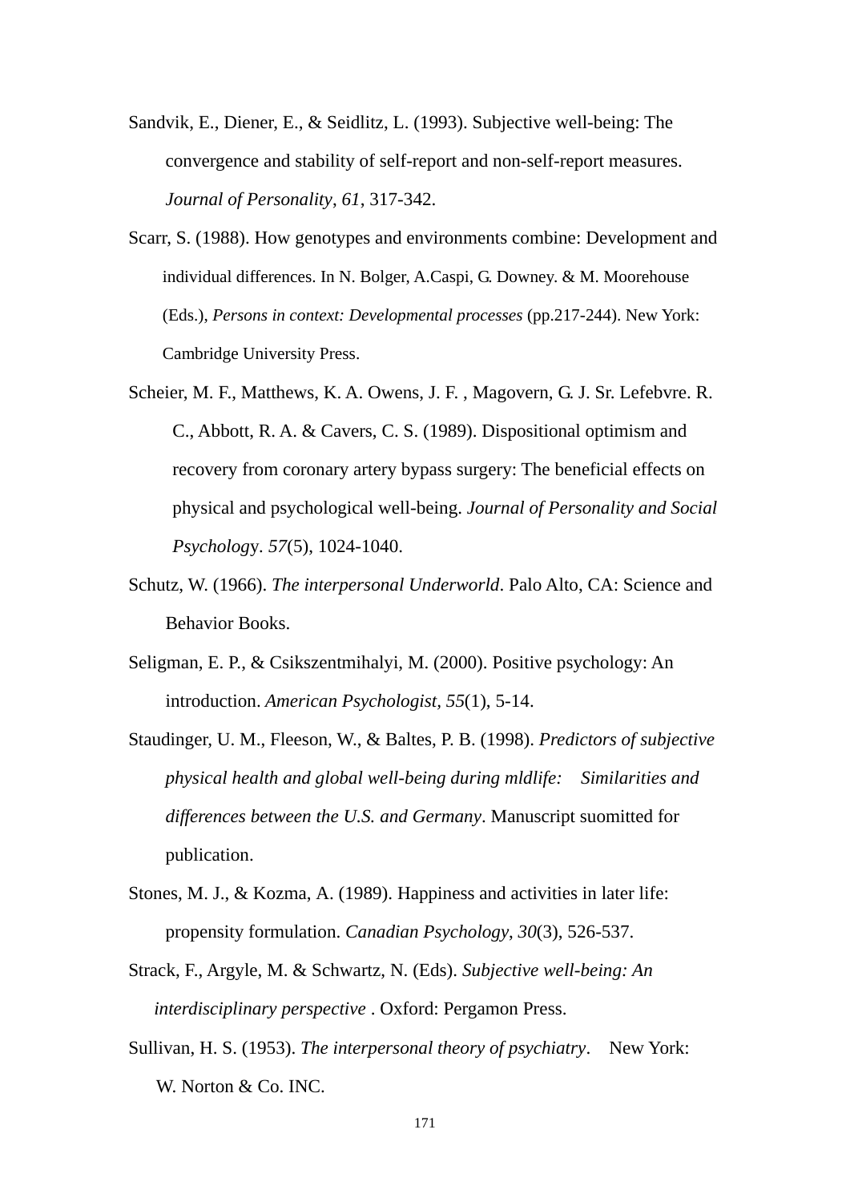Sandvik, E., Diener, E., & Seidlitz, L. (1993). Subjective well-being: The convergence and stability of self-report and non-self-report measures. *Journal of Personality*, *61*, 317-342.

Scarr, S. (1988). How genotypes and environments combine: Development and individual differences. In N. Bolger, A.Caspi, G. Downey. & M. Moorehouse (Eds.), *Persons in context: Developmental processes* (pp.217-244). New York: Cambridge University Press.

Scheier, M. F., Matthews, K. A. Owens, J. F. , Magovern, G. J. Sr. Lefebvre. R. C., Abbott, R. A. & Cavers, C. S. (1989). Dispositional optimism and recovery from coronary artery bypass surgery: The beneficial effects on physical and psychological well-being. *Journal of Personality and Social Psycholog*y. *57*(5), 1024-1040.

Schutz, W. (1966). *The interpersonal Underworld*. Palo Alto, CA: Science and Behavior Books.

Seligman, E. P., & Csikszentmihalyi, M. (2000). Positive psychology: An introduction. *American Psychologist*, *55*(1), 5-14.

Staudinger, U. M., Fleeson, W., & Baltes, P. B. (1998). *Predictors of subjective physical health and global well-being during mldlife: Similarities and differences between the U.S. and Germany*. Manuscript suomitted for publication.

Stones, M. J., & Kozma, A. (1989). Happiness and activities in later life: propensity formulation. *Canadian Psychology*, *30*(3), 526-537.

Strack, F., Argyle, M. & Schwartz, N. (Eds). *Subjective well-being: An interdisciplinary perspective* . Oxford: Pergamon Press.

Sullivan, H. S. (1953). *The interpersonal theory of psychiatry*. New York: W. Norton & Co. INC.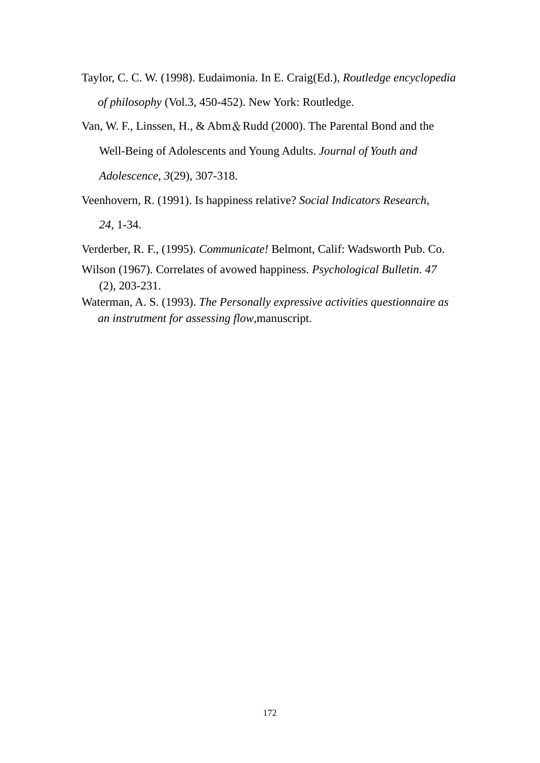Taylor, C. C. W. (1998). Eudaimonia. In E. Craig(Ed.), *Routledge encyclopedia of philosophy* (Vol.3, 450-452). New York: Routledge.

Van, W. F., Linssen, H., & Abm＆Rudd (2000). The Parental Bond and the Well-Being of Adolescents and Young Adults. *Journal of Youth and Adolescence*, *3*(29), 307-318.

Veenhovern, R. (1991). Is happiness relative? *Social Indicators Research*, *24*, 1-34.

Verderber, R. F., (1995). *Communicate!* Belmont, Calif: Wadsworth Pub. Co.

Wilson (1967). Correlates of avowed happiness. *Psychological Bulletin*. *47* (2), 203-231.

Waterman, A. S. (1993). *The Personally expressive activities questionnaire as an instrutment for assessing flow*,manuscript.